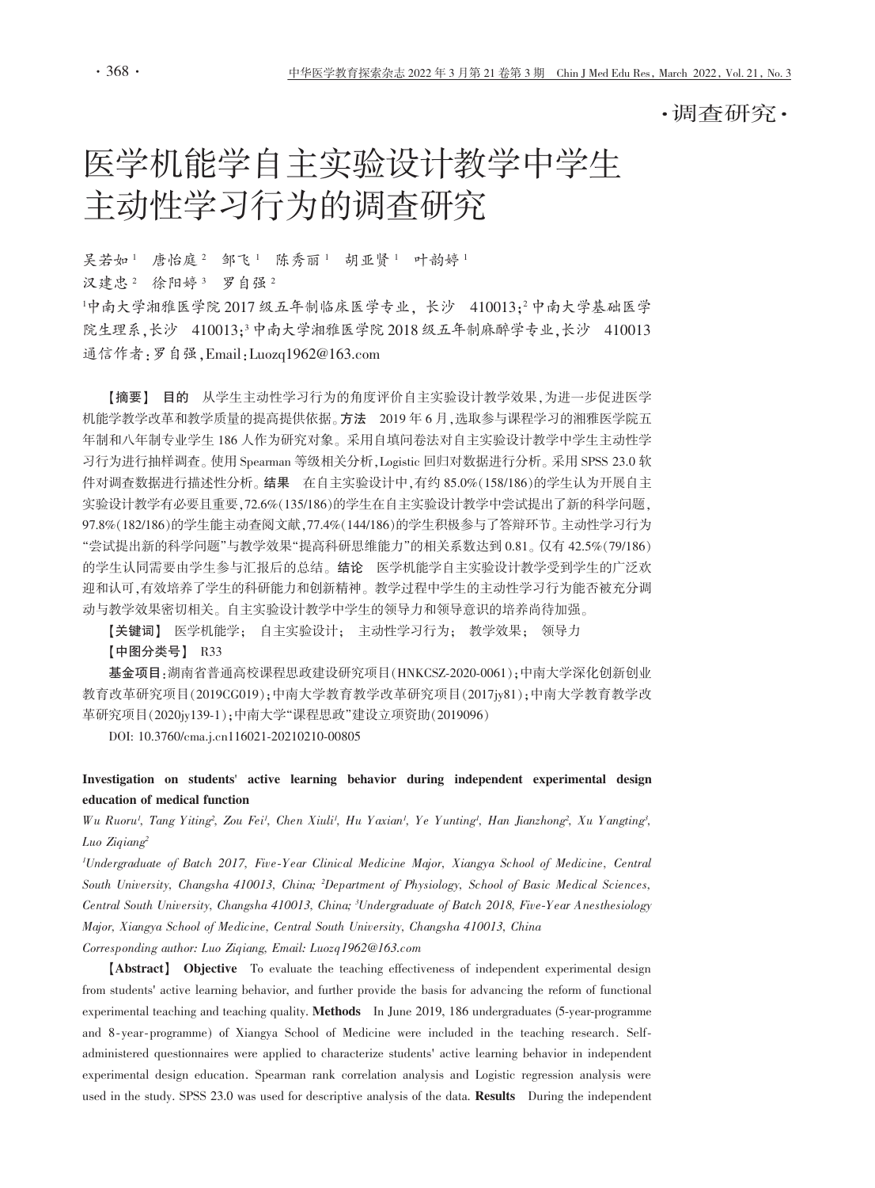·调查研究·

# 医学机能学自主实验设计教学中学生主动性学习行为的调查研究

吴若如[1]　唐怡庭[2]　邹飞[1]　陈秀丽[1]　胡亚贤[1]　叶韵婷[1]
汉建忠[2]　徐阳婷[3]　罗自强[2]

[1]中南大学湘雅医学院2017级五年制临床医学专业，长沙　410013；[2]中南大学基础医学院生理系，长沙　410013；[3]中南大学湘雅医学院2018级五年制麻醉学专业，长沙　410013

通信作者：罗自强，Email：Luozq1962@163.com

**【摘要】　目的**　从学生主动性学习行为的角度评价自主实验设计教学效果，为进一步促进医学机能学教学改革和教学质量的提高提供依据。**方法**　2019年6月，选取参与课程学习的湘雅医学院五年制和八年制专业学生186人作为研究对象。采用自填问卷法对自主实验设计教学中学生主动性学习行为进行抽样调查。使用Spearman等级相关分析，Logistic回归对数据进行分析。采用SPSS 23.0软件对调查数据进行描述性分析。**结果**　在自主实验设计中，有约85.0%(158/186)的学生认为开展自主实验设计教学有必要且重要，72.6%(135/186)的学生在自主实验设计教学中尝试提出了新的科学问题，97.8%(182/186)的学生能主动查阅文献，77.4%(144/186)的学生积极参与了答辩环节。主动性学习行为"尝试提出新的科学问题"与教学效果"提高科研思维能力"的相关系数达到0.81。仅有42.5%(79/186)的学生认同需要由学生参与汇报后的总结。**结论**　医学机能学自主实验设计教学受到学生的广泛欢迎和认可，有效培养了学生的科研能力和创新精神。教学过程中学生的主动性学习行为能否被充分调动与教学效果密切相关。自主实验设计教学中学生的领导力和领导意识的培养尚待加强。

**【关键词】**　医学机能学；　自主实验设计；　主动性学习行为；　教学效果；　领导力

**【中图分类号】**　R33

**基金项目**：湖南省普通高校课程思政建设研究项目(HNKCSZ-2020-0061)；中南大学深化创新创业教育改革研究项目(2019CG019)；中南大学教育教学改革研究项目(2017jy81)；中南大学教育教学改革研究项目(2020jy139-1)；中南大学"课程思政"建设立项资助(2019096)

DOI: 10.3760/cma.j.cn116021-20210210-00805

## Investigation on students' active learning behavior during independent experimental design education of medical function

*Wu Ruoru[1], Tang Yiting[2], Zou Fei[1], Chen Xiuli[1], Hu Yaxian[1], Ye Yunting[1], Han Jianzhong[2], Xu Yangting[3], Luo Ziqiang[2]*

*[1]Undergraduate of Batch 2017, Five-Year Clinical Medicine Major, Xiangya School of Medicine, Central South University, Changsha 410013, China; [2]Department of Physiology, School of Basic Medical Sciences, Central South University, Changsha 410013, China; [3]Undergraduate of Batch 2018, Five-Year Anesthesiology Major, Xiangya School of Medicine, Central South University, Changsha 410013, China*

*Corresponding author: Luo Ziqiang, Email: Luozq1962@163.com*

**【Abstract】　Objective**　To evaluate the teaching effectiveness of independent experimental design from students' active learning behavior, and further provide the basis for advancing the reform of functional experimental teaching and teaching quality. **Methods**　In June 2019, 186 undergraduates (5-year-programme and 8-year-programme) of Xiangya School of Medicine were included in the teaching research. Self-administered questionnaires were applied to characterize students' active learning behavior in independent experimental design education. Spearman rank correlation analysis and Logistic regression analysis were used in the study. SPSS 23.0 was used for descriptive analysis of the data. **Results**　During the independent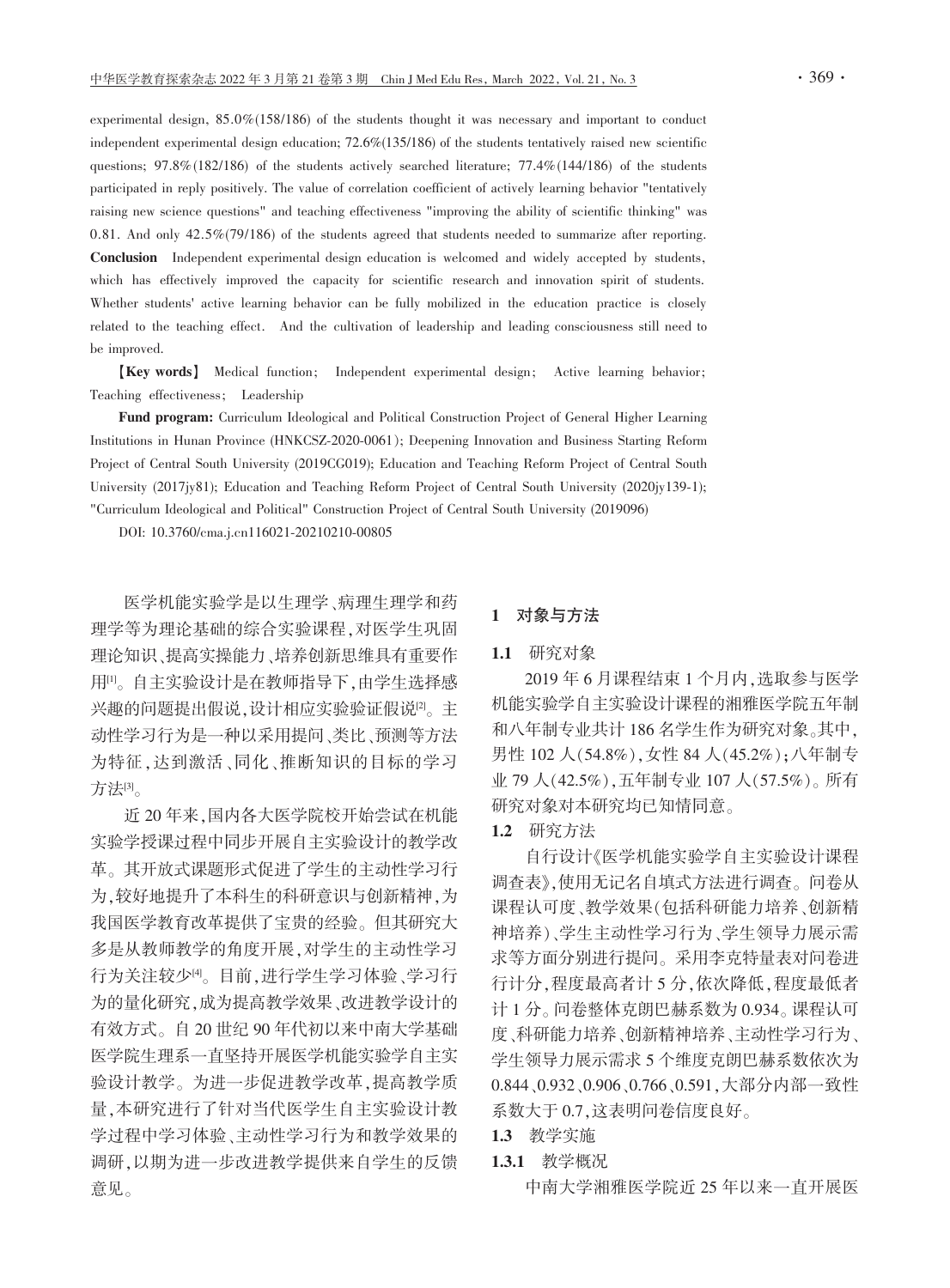experimental design, 85.0%(158/186) of the students thought it was necessary and important to conduct independent experimental design education; 72.6%(135/186) of the students tentatively raised new scientific questions; 97.8%(182/186) of the students actively searched literature; 77.4%(144/186) of the students participated in reply positively. The value of correlation coefficient of actively learning behavior "tentatively raising new science questions" and teaching effectiveness "improving the ability of scientific thinking" was 0.81. And only 42.5%(79/186) of the students agreed that students needed to summarize after reporting.

**Conclusion** Independent experimental design education is welcomed and widely accepted by students, which has effectively improved the capacity for scientific research and innovation spirit of students. Whether students' active learning behavior can be fully mobilized in the education practice is closely related to the teaching effect. And the cultivation of leadership and leading consciousness still need to be improved.

**【Key words】** Medical function; Independent experimental design; Active learning behavior; Teaching effectiveness; Leadership

**Fund program:** Curriculum Ideological and Political Construction Project of General Higher Learning Institutions in Hunan Province (HNKCSZ-2020-0061); Deepening Innovation and Business Starting Reform Project of Central South University (2019CG019); Education and Teaching Reform Project of Central South University (2017jy81); Education and Teaching Reform Project of Central South University (2020jy139-1); "Curriculum Ideological and Political" Construction Project of Central South University (2019096)

DOI: 10.3760/cma.j.cn116021-20210210-00805

医学机能实验学是以生理学、病理生理学和药理学等为理论基础的综合实验课程，对医学生巩固理论知识、提高实操能力、培养创新思维具有重要作用[1]。自主实验设计是在教师指导下，由学生选择感兴趣的问题提出假说，设计相应实验验证假说[2]。主动性学习行为是一种以采用提问、类比、预测等方法为特征，达到激活、同化、推断知识的目标的学习方法[3]。

近 20 年来，国内各大医学院校开始尝试在机能实验学授课过程中同步开展自主实验设计的教学改革。其开放式课题形式促进了学生的主动性学习行为，较好地提升了本科生的科研意识与创新精神，为我国医学教育改革提供了宝贵的经验。但其研究大多是从教师教学的角度开展，对学生的主动性学习行为关注较少[4]。目前，进行学生学习体验、学习行为的量化研究，成为提高教学效果、改进教学设计的有效方式。自 20 世纪 90 年代初以来中南大学基础医学院生理系一直坚持开展医学机能实验学自主实验设计教学。为进一步促进教学改革，提高教学质量，本研究进行了针对当代医学生自主实验设计教学过程中学习体验、主动性学习行为和教学效果的调研，以期为进一步改进教学提供来自学生的反馈意见。

## 1 对象与方法

### 1.1 研究对象

2019 年 6 月课程结束 1 个月内，选取参与医学机能实验学自主实验设计课程的湘雅医学院五年制和八年制专业共计 186 名学生作为研究对象。其中，男性 102 人(54.8%)，女性 84 人(45.2%)；八年制专业 79 人(42.5%)，五年制专业 107 人(57.5%)。所有研究对象对本研究均已知情同意。

### 1.2 研究方法

自行设计《医学机能实验学自主实验设计课程调查表》，使用无记名自填式方法进行调查。问卷从课程认可度、教学效果(包括科研能力培养、创新精神培养)、学生主动性学习行为、学生领导力展示需求等方面分别进行提问。采用李克特量表对问卷进行计分，程度最高者计 5 分，依次降低，程度最低者计 1 分。问卷整体克朗巴赫系数为 0.934。课程认可度、科研能力培养、创新精神培养、主动性学习行为、学生领导力展示需求 5 个维度克朗巴赫系数依次为 0.844、0.932、0.906、0.766、0.591，大部分内部一致性系数大于 0.7，这表明问卷信度良好。

### 1.3 教学实施

#### 1.3.1 教学概况

中南大学湘雅医学院近 25 年以来一直开展医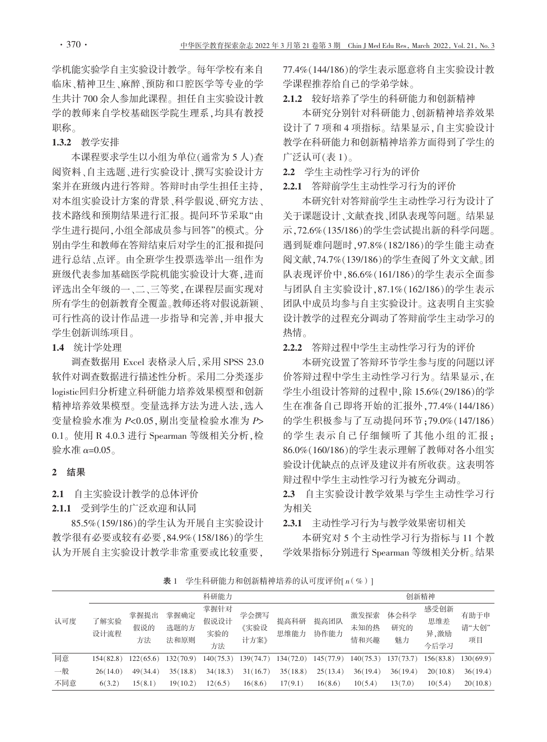学机能实验学自主实验设计教学。每年学校有来自临床、精神卫生、麻醉、预防和口腔医学等专业的学生共计700余人参加此课程。担任自主实验设计教学的教师来自学校基础医学院生理系，均具有教授职称。

#### 1.3.2 教学安排

本课程要求学生以小组为单位(通常为5人)查阅资料、自主选题、进行实验设计、撰写实验设计方案并在班级内进行答辩。答辩时由学生担任主持，对本组实验设计方案的背景、科学假说、研究方法、技术路线和预期结果进行汇报。提问环节采取"由学生进行提问，小组全部成员参与回答"的模式。分别由学生和教师在答辩结束后对学生的汇报和提问进行总结、点评。由全班学生投票选举出一组作为班级代表参加基础医学院机能实验设计大赛，进而评选出全年级的一、二、三等奖，在课程层面实现对所有学生的创新教育全覆盖。教师还将对假说新颖、可行性高的设计作品进一步指导和完善，并申报大学生创新训练项目。

### 1.4 统计学处理

调查数据用 Excel 表格录入后，采用 SPSS 23.0 软件对调查数据进行描述性分析。采用二分类逐步logistic回归分析建立科研能力培养效果模型和创新精神培养效果模型。变量选择方法为进入法，选入变量检验水准为 $P<0.05$，剔除变量检验水准为 $P>0.1$。使用 R 4.0.3 进行 Spearman 等级相关分析，检验水准 $\alpha=0.05$。

## 2 结果

### 2.1 自主实验设计教学的总体评价

#### 2.1.1 受到学生的广泛欢迎和认同

85.5%(159/186)的学生认为开展自主实验设计教学很有必要或较有必要，84.9%(158/186)的学生认为开展自主实验设计教学非常重要或比较重要，77.4%(144/186)的学生表示愿意将自主实验设计教学课程推荐给自己的学弟学妹。

#### 2.1.2 较好培养了学生的科研能力和创新精神

本研究分别针对科研能力、创新精神培养效果设计了7项和4项指标。结果显示，自主实验设计教学在科研能力和创新精神培养方面得到了学生的广泛认可(表1)。

### 2.2 学生主动性学习行为的评价

#### 2.2.1 答辩前学生主动性学习行为的评价

本研究针对答辩前学生主动性学习行为设计了关于课题设计、文献查找、团队表现等问题。结果显示，72.6%(135/186)的学生尝试提出新的科学问题。遇到疑难问题时，97.8%(182/186)的学生能主动查阅文献，74.7%(139/186)的学生查阅了外文文献。团队表现评价中，86.6%(161/186)的学生表示全面参与团队自主实验设计，87.1%(162/186)的学生表示团队中成员均参与自主实验设计。这表明自主实验设计教学的过程充分调动了答辩前学生主动学习的热情。

#### 2.2.2 答辩过程中学生主动性学习行为的评价

本研究设置了答辩环节学生参与度的问题以评价答辩过程中学生主动性学习行为。结果显示，在学生小组设计答辩的过程中，除15.6%(29/186)的学生在准备自己即将开始的汇报外，77.4%(144/186)的学生积极参与了互动提问环节；79.0%(147/186)的学生表示自己仔细倾听了其他小组的汇报；86.0%(160/186)的学生表示理解了教师对各小组实验设计优缺点的点评及建议并有所收获。这表明答辩过程中学生主动性学习行为被充分调动。

### 2.3 自主实验设计教学效果与学生主动性学习行为相关

#### 2.3.1 主动性学习行为与教学效果密切相关

本研究对5个主动性学习行为指标与11个教学效果指标分别进行 Spearman 等级相关分析。结果

**表1** 学生科研能力和创新精神培养的认可度评价[n(%)]

| 认可度 | 科研能力 | | | | | | | 创新精神 | | | |
|---|---|---|---|---|---|---|---|---|---|---|---|
| | 了解实验设计流程 | 掌握提出假说的方法 | 掌握确定选题的方法和原则 | 掌握针对假说设计实验的方法 | 学会撰写《实验设计方案》 | 提高科研思维能力 | 提高团队协作能力 | 激发探索未知的热情和兴趣 | 体会科学研究的魅力 | 感受创新思维差异,激励今后学习 | 有助于申请"大创"项目 |
| 同意 | 154(82.8) | 122(65.6) | 132(70.9) | 140(75.3) | 139(74.7) | 134(72.0) | 145(77.9) | 140(75.3) | 137(73.7) | 156(83.8) | 130(69.9) |
| 一般 | 26(14.0) | 49(34.4) | 35(18.8) | 34(18.3) | 31(16.7) | 35(18.8) | 25(13.4) | 36(19.4) | 36(19.4) | 20(10.8) | 36(19.4) |
| 不同意 | 6(3.2) | 15(8.1) | 19(10.2) | 12(6.5) | 16(8.6) | 17(9.1) | 16(8.6) | 10(5.4) | 13(7.0) | 10(5.4) | 20(10.8) |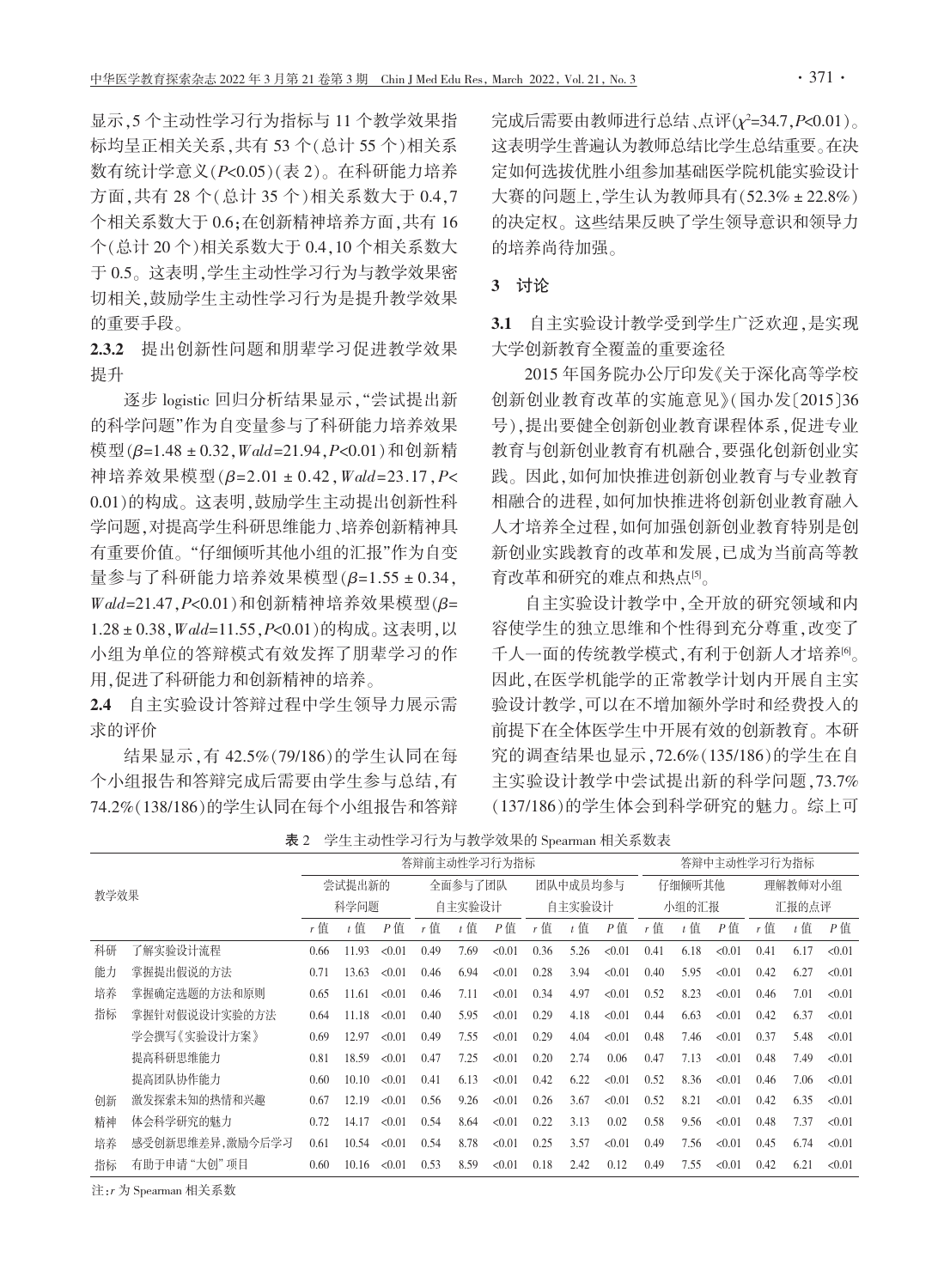显示，5个主动性学习行为指标与11个教学效果指标均呈正相关关系，共有53个（总计55个）相关系数有统计学意义（$P<0.05$）（表2）。在科研能力培养方面，共有28个（总计35个）相关系数大于0.4，7个相关系数大于0.6；在创新精神培养方面，共有16个（总计20个）相关系数大于0.4，10个相关系数大于0.5。这表明，学生主动性学习行为与教学效果密切相关，鼓励学生主动性学习行为是提升教学效果的重要手段。

### 2.3.2 提出创新性问题和朋辈学习促进教学效果提升

逐步logistic回归分析结果显示，"尝试提出新的科学问题"作为自变量参与了科研能力培养效果模型（$\beta=1.48\pm0.32$，$Wald=21.94$，$P<0.01$）和创新精神培养效果模型（$\beta=2.01\pm0.42$，$Wald=23.17$，$P<0.01$）的构成。这表明，鼓励学生主动提出创新性科学问题，对提高学生科研思维能力、培养创新精神具有重要价值。"仔细倾听其他小组的汇报"作为自变量参与了科研能力培养效果模型（$\beta=1.55\pm0.34$，$Wald=21.47$，$P<0.01$）和创新精神培养效果模型（$\beta=1.28\pm0.38$，$Wald=11.55$，$P<0.01$）的构成。这表明，以小组为单位的答辩模式有效发挥了朋辈学习的作用，促进了科研能力和创新精神的培养。

### 2.4 自主实验设计答辩过程中学生领导力展示需求的评价

结果显示，有42.5%（79/186）的学生认同在每个小组报告和答辩完成后需要由学生参与总结，有74.2%（138/186）的学生认同在每个小组报告和答辩完成后需要由教师进行总结、点评（$\chi^2=34.7$，$P<0.01$）。这表明学生普遍认为教师总结比学生总结重要。在决定如何选拔优胜小组参加基础医学院机能实验设计大赛的问题上，学生认为教师具有（52.3%±22.8%）的决定权。这些结果反映了学生领导意识和领导力的培养尚待加强。

## 3 讨论

### 3.1 自主实验设计教学受到学生广泛欢迎，是实现大学创新教育全覆盖的重要途径

2015年国务院办公厅印发《关于深化高等学校创新创业教育改革的实施意见》（国办发〔2015〕36号），提出要健全创新创业教育课程体系，促进专业教育与创新创业教育有机融合，要强化创新创业实践。因此，如何加快推进创新创业教育与专业教育相融合的进程，如何加快推进将创新创业教育融入人才培养全过程，如何加强创新创业教育特别是创新创业实践教育的改革和发展，已成为当前高等教育改革和研究的难点和热点[5]。

自主实验设计教学中，全开放的研究领域和内容使学生的独立思维和个性得到充分尊重，改变了千人一面的传统教学模式，有利于创新人才培养[6]。因此，在医学机能学的正常教学计划内开展自主实验设计教学，可以在不增加额外学时和经费投入的前提下在全体医学生中开展有效的创新教育。本研究的调查结果也显示，72.6%（135/186）的学生在自主实验设计教学中尝试提出新的科学问题，73.7%（137/186）的学生体会到科学研究的魅力。综上可

**表2** 学生主动性学习行为与教学效果的Spearman相关系数表

| 教学效果 | | 答辩前主动性学习行为指标 | | | | | | | | | 答辩中主动性学习行为指标 | | | | | |
|---|---|---|---|---|---|---|---|---|---|---|---|---|---|---|---|---|
| | | 尝试提出新的科学问题 | | | 全面参与了团队自主实验设计 | | | 团队中成员均参与自主实验设计 | | | 仔细倾听其他小组的汇报 | | | 理解教师对小组汇报的点评 | | |
| | | $r$值 | $t$值 | $P$值 | $r$值 | $t$值 | $P$值 | $r$值 | $t$值 | $P$值 | $r$值 | $t$值 | $P$值 | $r$值 | $t$值 | $P$值 |
| 科研能力培养指标 | 了解实验设计流程 | 0.66 | 11.93 | <0.01 | 0.49 | 7.69 | <0.01 | 0.36 | 5.26 | <0.01 | 0.41 | 6.18 | <0.01 | 0.41 | 6.17 | <0.01 |
| | 掌握提出假说的方法 | 0.71 | 13.63 | <0.01 | 0.46 | 6.94 | <0.01 | 0.28 | 3.94 | <0.01 | 0.40 | 5.95 | <0.01 | 0.42 | 6.27 | <0.01 |
| | 掌握确定选题的方法和原则 | 0.65 | 11.61 | <0.01 | 0.46 | 7.11 | <0.01 | 0.34 | 4.97 | <0.01 | 0.52 | 8.23 | <0.01 | 0.46 | 7.01 | <0.01 |
| | 掌握针对假说设计实验的方法 | 0.64 | 11.18 | <0.01 | 0.40 | 5.95 | <0.01 | 0.29 | 4.18 | <0.01 | 0.44 | 6.63 | <0.01 | 0.42 | 6.37 | <0.01 |
| | 学会撰写《实验设计方案》 | 0.69 | 12.97 | <0.01 | 0.49 | 7.55 | <0.01 | 0.29 | 4.04 | <0.01 | 0.48 | 7.46 | <0.01 | 0.37 | 5.48 | <0.01 |
| | 提高科研思维能力 | 0.81 | 18.59 | <0.01 | 0.47 | 7.25 | <0.01 | 0.20 | 2.74 | 0.06 | 0.47 | 7.13 | <0.01 | 0.48 | 7.49 | <0.01 |
| | 提高团队协作能力 | 0.60 | 10.10 | <0.01 | 0.41 | 6.13 | <0.01 | 0.42 | 6.22 | <0.01 | 0.52 | 8.36 | <0.01 | 0.46 | 7.06 | <0.01 |
| 创新精神培养指标 | 激发探索未知的热情和兴趣 | 0.67 | 12.19 | <0.01 | 0.56 | 9.26 | <0.01 | 0.26 | 3.67 | <0.01 | 0.52 | 8.21 | <0.01 | 0.42 | 6.35 | <0.01 |
| | 体会科学研究的魅力 | 0.72 | 14.17 | <0.01 | 0.54 | 8.64 | <0.01 | 0.22 | 3.13 | 0.02 | 0.58 | 9.56 | <0.01 | 0.48 | 7.37 | <0.01 |
| | 感受创新思维差异，激励今后学习 | 0.61 | 10.54 | <0.01 | 0.54 | 8.78 | <0.01 | 0.25 | 3.57 | <0.01 | 0.49 | 7.56 | <0.01 | 0.45 | 6.74 | <0.01 |
| | 有助于申请"大创"项目 | 0.60 | 10.16 | <0.01 | 0.53 | 8.59 | <0.01 | 0.18 | 2.42 | 0.12 | 0.49 | 7.55 | <0.01 | 0.42 | 6.21 | <0.01 |

注：$r$为Spearman相关系数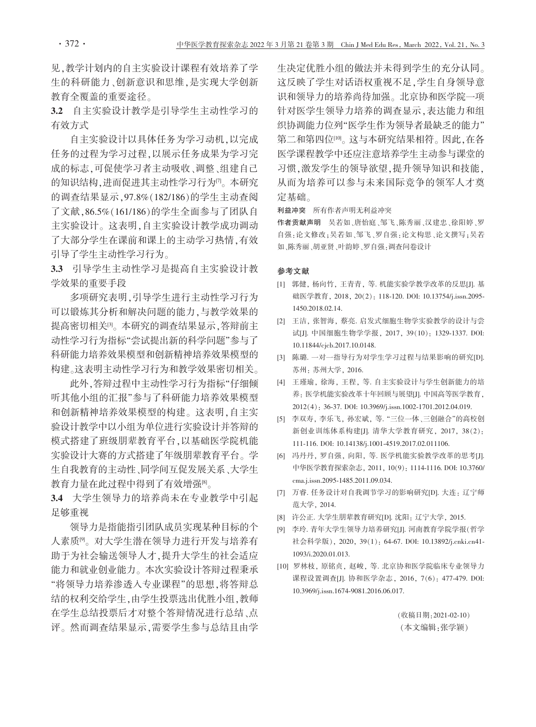见，教学计划内的自主实验设计课程有效培养了学生的科研能力、创新意识和思维，是实现大学创新教育全覆盖的重要途径。

### 3.2 自主实验设计教学是引导学生主动性学习的有效方式

自主实验设计以具体任务为学习动机，以完成任务的过程为学习过程，以展示任务成果为学习完成的标志，可促使学习者主动吸收、调整、组建自己的知识结构，进而促进其主动性学习行为[7]。本研究的调查结果显示，97.8%（182/186）的学生主动查阅了文献，86.5%（161/186）的学生全面参与了团队自主实验设计。这表明，自主实验设计教学成功调动了大部分学生在课前和课上的主动学习热情，有效引导了学生主动性学习行为。

### 3.3 引导学生主动性学习是提高自主实验设计教学效果的重要手段

多项研究表明，引导学生进行主动性学习行为可以锻炼其分析和解决问题的能力，与教学效果的提高密切相关[3]。本研究的调查结果显示，答辩前主动性学习行为指标"尝试提出新的科学问题"参与了科研能力培养效果模型和创新精神培养效果模型的构建。这表明主动性学习行为和教学效果密切相关。

此外，答辩过程中主动性学习行为指标"仔细倾听其他小组的汇报"参与了科研能力培养效果模型和创新精神培养效果模型的构建。这表明，自主实验设计教学中以小组为单位进行实验设计并答辩的模式搭建了班级朋辈教育平台，以基础医学院机能实验设计大赛的方式搭建了年级朋辈教育平台。学生自我教育的主动性、同学间互促发展关系、大学生教育力量在此过程中得到了有效增强[8]。

### 3.4 大学生领导力的培养尚未在专业教学中引起足够重视

领导力是指能指引团队成员实现某种目标的个人素质[9]。对大学生潜在领导力进行开发与培养有助于为社会输送领导人才，提升大学生的社会适应能力和就业创业能力。本次实验设计答辩过程秉承"将领导力培养渗透入专业课程"的思想，将答辩总结的权利交给学生，由学生投票选出优胜小组，教师在学生总结投票后才对整个答辩情况进行总结、点评。然而调查结果显示，需要学生参与总结且由学生决定优胜小组的做法并未得到学生的充分认同。这反映了学生对话语权重视不足，学生自身领导意识和领导力的培养尚待加强。北京协和医学院一项针对医学生领导力培养的调查显示，表达能力和组织协调能力位列"医学生作为领导者最缺乏的能力"第二和第四位[10]。这与本研究结果相符。因此，在各医学课程教学中还应注意培养学生主动参与课堂的习惯，激发学生的领导欲望，提升领导知识和技能，从而为培养可以参与未来国际竞争的领军人才奠定基础。

**利益冲突** 所有作者声明无利益冲突

**作者贡献声明** 吴若如、唐怡庭、邹飞、陈秀丽、汉建忠、徐阳婷、罗自强：论文修改；吴若如、邹飞、罗自强：论文构思、论文撰写；吴若如、陈秀丽、胡亚贤、叶韵婷、罗自强：调查问卷设计

## 参考文献

[1] 郭健，杨向竹，王青青，等. 机能实验学教学改革的反思[J]. 基础医学教育，2018，20(2)：118-120. DOI: 10.13754/j.issn.2095-1450.2018.02.14.

[2] 王洁，张智海，蔡亮. 启发式细胞生物学实验教学的设计与尝试[J]. 中国细胞生物学学报，2017，39(10)：1329-1337. DOI: 10.11844/cjcb.2017.10.0148.

[3] 陈璐. 一对一指导行为对学生学习过程与结果影响的研究[D]. 苏州：苏州大学，2016.

[4] 王瑾瑜，徐海，王程，等. 自主实验设计与学生创新能力的培养：医学机能实验改革十年回顾与展望[J]. 中国高等医学教育，2012(4)：36-37. DOI: 10.3969/j.issn.1002-1701.2012.04.019.

[5] 李双寿，李乐飞，孙宏斌，等. "三位一体、三创融合"的高校创新创业训练体系构建[J]. 清华大学教育研究，2017，38(2)：111-116. DOI: 10.14138/j.1001-4519.2017.02.011106.

[6] 冯丹丹，罗自强，向阳，等. 医学机能实验教学改革的思考[J]. 中华医学教育探索杂志，2011，10(9)：1114-1116. DOI: 10.3760/cma.j.issn.2095-1485.2011.09.034.

[7] 万睿. 任务设计对自我调节学习的影响研究[D]. 大连：辽宁师范大学，2014.

[8] 许公正. 大学生朋辈教育研究[D]. 沈阳：辽宁大学，2015.

[9] 李玲. 青年大学生领导力培养研究[J]. 河南教育学院学报(哲学社会科学版)，2020，39(1)：64-67. DOI: 10.13892/j.cnki.cn41-1093/i.2020.01.013.

[10] 罗林枝，原铭贞，赵峻，等. 北京协和医学院临床专业领导力课程设置调查[J]. 协和医学杂志，2016，7(6)：477-479. DOI: 10.3969/j.issn.1674-9081.2016.06.017.

（收稿日期：2021-02-10）

（本文编辑：张学颖）